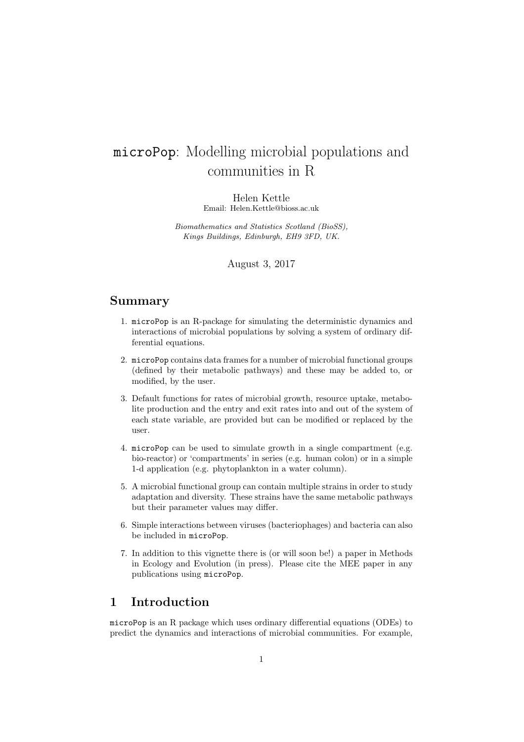# `microPop`: Modelling microbial populations and communities in R

Helen Kettle
Email: Helen.Kettle@bioss.ac.uk

*Biomathematics and Statistics Scotland (BioSS), Kings Buildings, Edinburgh, EH9 3FD, UK.*

August 3, 2017

## Summary

1. `microPop` is an R-package for simulating the deterministic dynamics and interactions of microbial populations by solving a system of ordinary differential equations.
2. `microPop` contains data frames for a number of microbial functional groups (defined by their metabolic pathways) and these may be added to, or modified, by the user.
3. Default functions for rates of microbial growth, resource uptake, metabolite production and the entry and exit rates into and out of the system of each state variable, are provided but can be modified or replaced by the user.
4. `microPop` can be used to simulate growth in a single compartment (e.g. bio-reactor) or 'compartments' in series (e.g. human colon) or in a simple 1-d application (e.g. phytoplankton in a water column).
5. A microbial functional group can contain multiple strains in order to study adaptation and diversity. These strains have the same metabolic pathways but their parameter values may differ.
6. Simple interactions between viruses (bacteriophages) and bacteria can also be included in `microPop`.
7. In addition to this vignette there is (or will soon be!) a paper in Methods in Ecology and Evolution (in press). Please cite the MEE paper in any publications using `microPop`.

## 1 Introduction

`microPop` is an R package which uses ordinary differential equations (ODEs) to predict the dynamics and interactions of microbial communities. For example,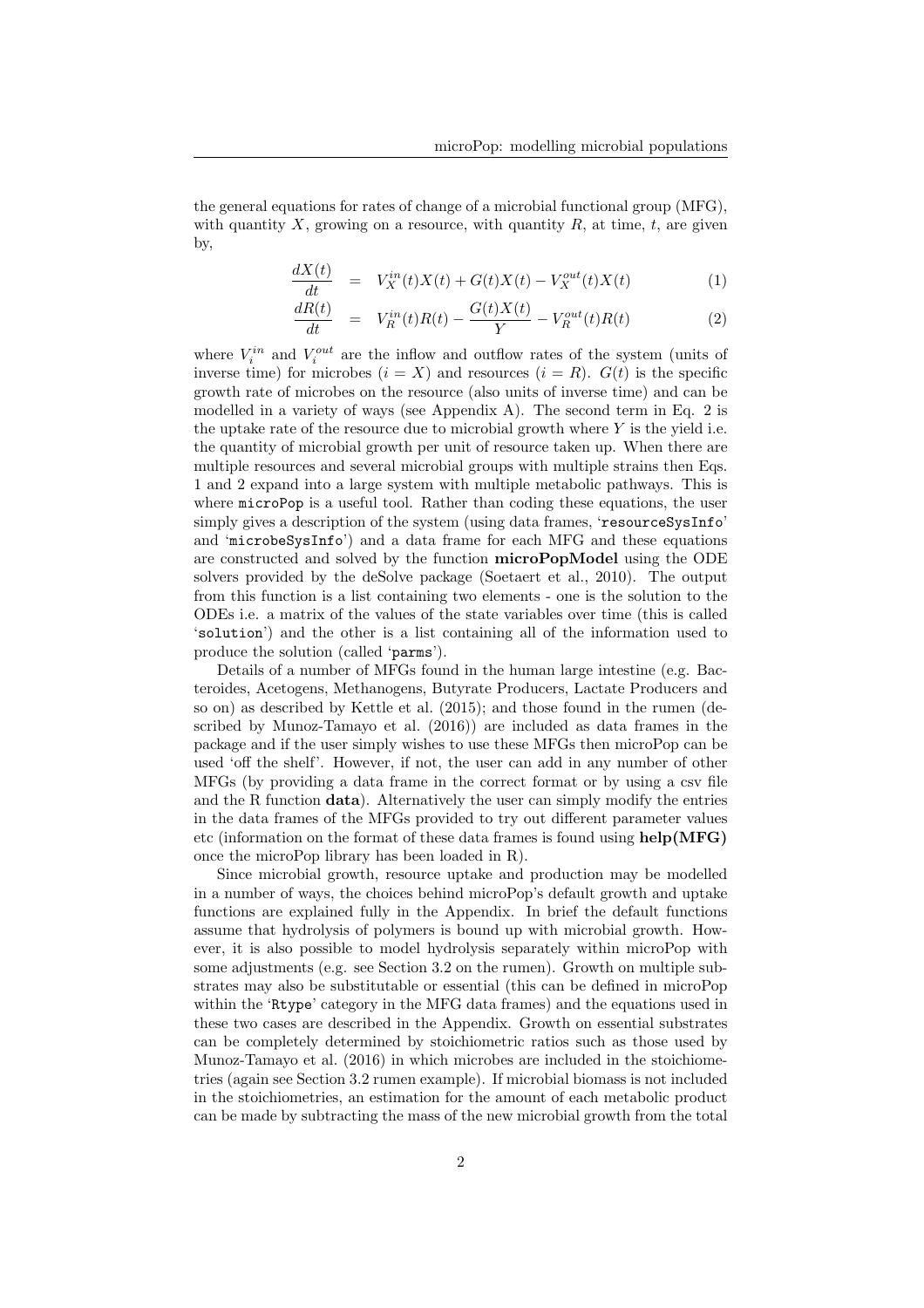the general equations for rates of change of a microbial functional group (MFG), with quantity $X$, growing on a resource, with quantity $R$, at time, $t$, are given by,

$$\frac{dX(t)}{dt} = V_X^{in}(t)X(t) + G(t)X(t) - V_X^{out}(t)X(t) \quad (1)$$

$$\frac{dR(t)}{dt} = V_R^{in}(t)R(t) - \frac{G(t)X(t)}{Y} - V_R^{out}(t)R(t) \quad (2)$$

where $V_i^{in}$ and $V_i^{out}$ are the inflow and outflow rates of the system (units of inverse time) for microbes ($i = X$) and resources ($i = R$). $G(t)$ is the specific growth rate of microbes on the resource (also units of inverse time) and can be modelled in a variety of ways (see Appendix A). The second term in Eq. 2 is the uptake rate of the resource due to microbial growth where $Y$ is the yield i.e. the quantity of microbial growth per unit of resource taken up. When there are multiple resources and several microbial groups with multiple strains then Eqs. 1 and 2 expand into a large system with multiple metabolic pathways. This is where `microPop` is a useful tool. Rather than coding these equations, the user simply gives a description of the system (using data frames, '`resourceSysInfo`' and '`microbeSysInfo`') and a data frame for each MFG and these equations are constructed and solved by the function **microPopModel** using the ODE solvers provided by the deSolve package (Soetaert et al., 2010). The output from this function is a list containing two elements - one is the solution to the ODEs i.e. a matrix of the values of the state variables over time (this is called '`solution`') and the other is a list containing all of the information used to produce the solution (called '`parms`').

Details of a number of MFGs found in the human large intestine (e.g. Bacteroides, Acetogens, Methanogens, Butyrate Producers, Lactate Producers and so on) as described by Kettle et al. (2015); and those found in the rumen (described by Munoz-Tamayo et al. (2016)) are included as data frames in the package and if the user simply wishes to use these MFGs then microPop can be used 'off the shelf'. However, if not, the user can add in any number of other MFGs (by providing a data frame in the correct format or by using a csv file and the R function **data**). Alternatively the user can simply modify the entries in the data frames of the MFGs provided to try out different parameter values etc (information on the format of these data frames is found using **help(MFG)** once the microPop library has been loaded in R).

Since microbial growth, resource uptake and production may be modelled in a number of ways, the choices behind microPop's default growth and uptake functions are explained fully in the Appendix. In brief the default functions assume that hydrolysis of polymers is bound up with microbial growth. However, it is also possible to model hydrolysis separately within microPop with some adjustments (e.g. see Section 3.2 on the rumen). Growth on multiple substrates may also be substitutable or essential (this can be defined in microPop within the '`Rtype`' category in the MFG data frames) and the equations used in these two cases are described in the Appendix. Growth on essential substrates can be completely determined by stoichiometric ratios such as those used by Munoz-Tamayo et al. (2016) in which microbes are included in the stoichiometries (again see Section 3.2 rumen example). If microbial biomass is not included in the stoichiometries, an estimation for the amount of each metabolic product can be made by subtracting the mass of the new microbial growth from the total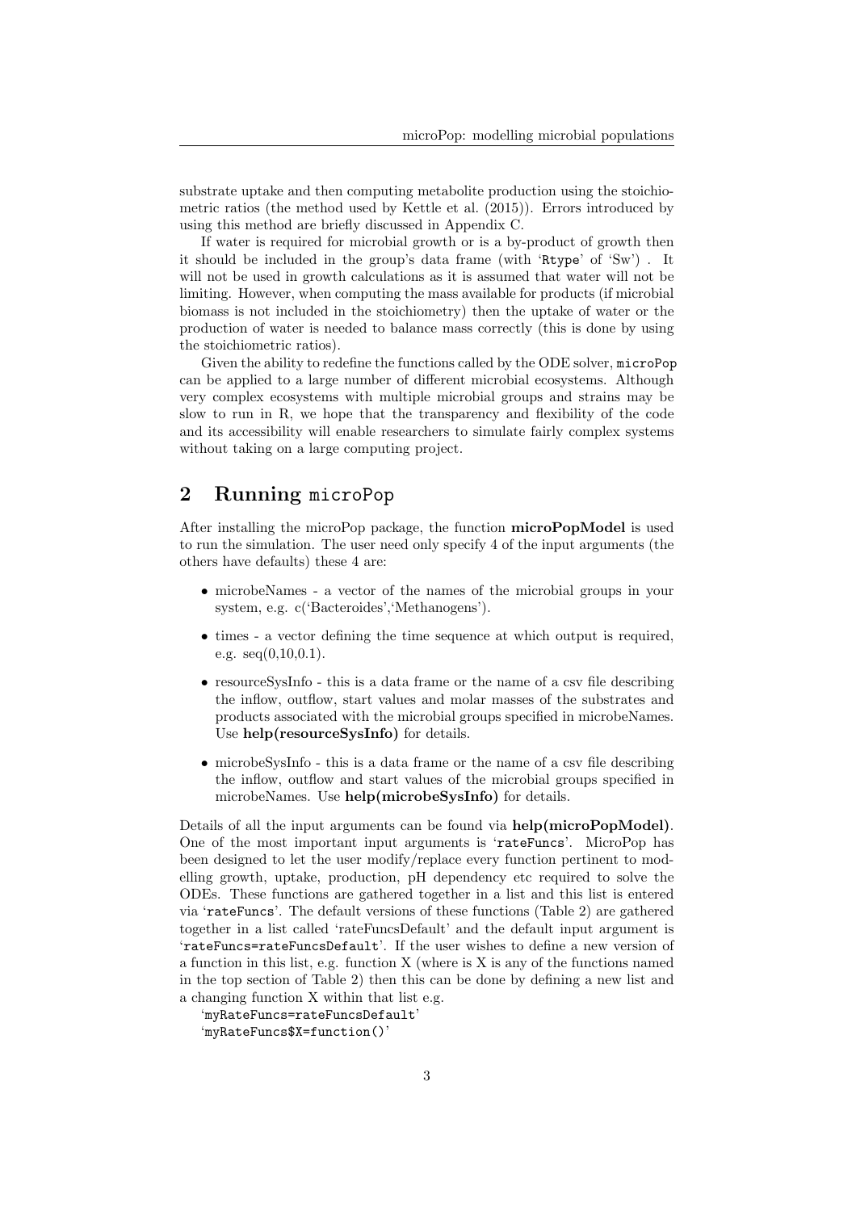substrate uptake and then computing metabolite production using the stoichiometric ratios (the method used by Kettle et al. (2015)). Errors introduced by using this method are briefly discussed in Appendix C.

If water is required for microbial growth or is a by-product of growth then it should be included in the group's data frame (with '`Rtype`' of 'Sw') . It will not be used in growth calculations as it is assumed that water will not be limiting. However, when computing the mass available for products (if microbial biomass is not included in the stoichiometry) then the uptake of water or the production of water is needed to balance mass correctly (this is done by using the stoichiometric ratios).

Given the ability to redefine the functions called by the ODE solver, `microPop` can be applied to a large number of different microbial ecosystems. Although very complex ecosystems with multiple microbial groups and strains may be slow to run in R, we hope that the transparency and flexibility of the code and its accessibility will enable researchers to simulate fairly complex systems without taking on a large computing project.

## 2 Running `microPop`

After installing the microPop package, the function **microPopModel** is used to run the simulation. The user need only specify 4 of the input arguments (the others have defaults) these 4 are:

- microbeNames - a vector of the names of the microbial groups in your system, e.g. c('Bacteroides','Methanogens').
- times - a vector defining the time sequence at which output is required, e.g. seq(0,10,0.1).
- resourceSysInfo - this is a data frame or the name of a csv file describing the inflow, outflow, start values and molar masses of the substrates and products associated with the microbial groups specified in microbeNames. Use **help(resourceSysInfo)** for details.
- microbeSysInfo - this is a data frame or the name of a csv file describing the inflow, outflow and start values of the microbial groups specified in microbeNames. Use **help(microbeSysInfo)** for details.

Details of all the input arguments can be found via **help(microPopModel)**. One of the most important input arguments is '`rateFuncs`'. MicroPop has been designed to let the user modify/replace every function pertinent to modelling growth, uptake, production, pH dependency etc required to solve the ODEs. These functions are gathered together in a list and this list is entered via '`rateFuncs`'. The default versions of these functions (Table 2) are gathered together in a list called 'rateFuncsDefault' and the default input argument is '`rateFuncs=rateFuncsDefault`'. If the user wishes to define a new version of a function in this list, e.g. function X (where is X is any of the functions named in the top section of Table 2) then this can be done by defining a new list and a changing function X within that list e.g.

'`myRateFuncs=rateFuncsDefault`'
'`myRateFuncs$X=function()`'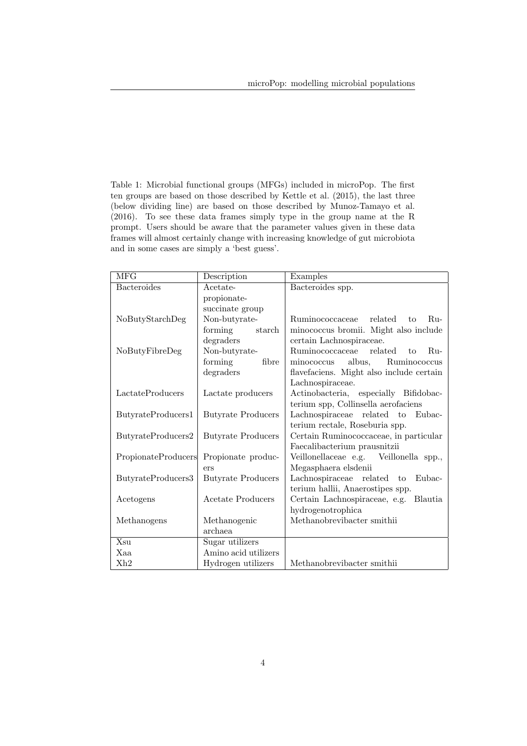Table 1: Microbial functional groups (MFGs) included in microPop. The first ten groups are based on those described by Kettle et al. (2015), the last three (below dividing line) are based on those described by Munoz-Tamayo et al. (2016). To see these data frames simply type in the group name at the R prompt. Users should be aware that the parameter values given in these data frames will almost certainly change with increasing knowledge of gut microbiota and in some cases are simply a 'best guess'.

| MFG | Description | Examples |
|---|---|---|
| Bacteroides | Acetate-propionate-succinate group | Bacteroides spp. |
| NoButyStarchDeg | Non-butyrate-forming starch degraders | Ruminococcaceae related to Ruminococcus bromii. Might also include certain Lachnospiraceae. |
| NoButyFibreDeg | Non-butyrate-forming fibre degraders | Ruminococcaceae related to Ruminococcus albus, Ruminococcus flavefaciens. Might also include certain Lachnospiraceae. |
| LactateProducers | Lactate producers | Actinobacteria, especially Bifidobacterium spp, Collinsella aerofaciens |
| ButyrateProducers1 | Butyrate Producers | Lachnospiraceae related to Eubacterium rectale, Roseburia spp. |
| ButyrateProducers2 | Butyrate Producers | Certain Ruminococcaceae, in particular Faecalibacterium prausnitzii |
| PropionateProducers | Propionate producers | Veillonellaceae e.g. Veillonella spp., Megasphaera elsdenii |
| ButyrateProducers3 | Butyrate Producers | Lachnospiraceae related to Eubacterium hallii, Anaerostipes spp. |
| Acetogens | Acetate Producers | Certain Lachnospiraceae, e.g. Blautia hydrogenotrophica |
| Methanogens | Methanogenic archaea | Methanobrevibacter smithii |
| Xsu | Sugar utilizers | |
| Xaa | Amino acid utilizers | |
| Xh2 | Hydrogen utilizers | Methanobrevibacter smithii |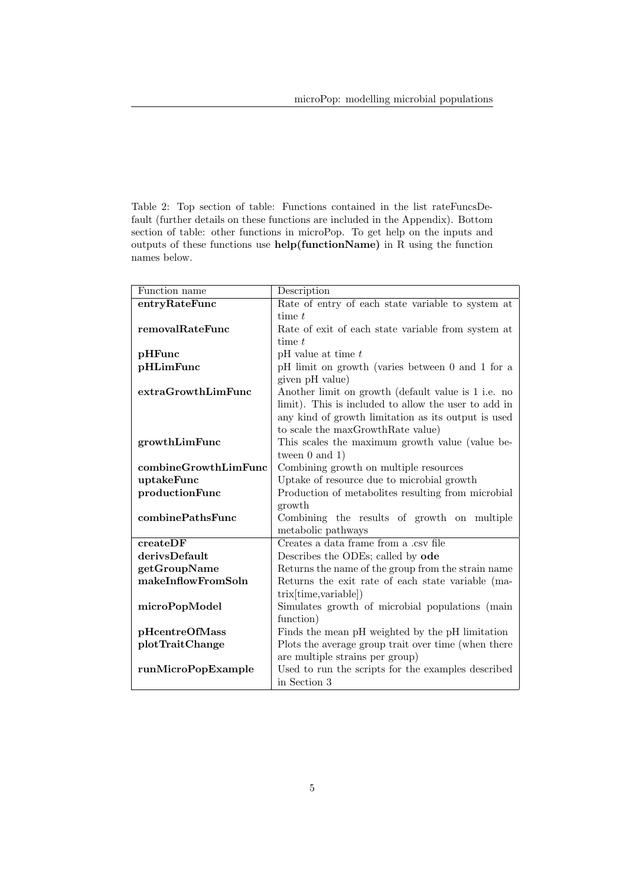Table 2: Top section of table: Functions contained in the list rateFuncsDefault (further details on these functions are included in the Appendix). Bottom section of table: other functions in microPop. To get help on the inputs and outputs of these functions use **help(functionName)** in R using the function names below.

| Function name | Description |
|---|---|
| **entryRateFunc** | Rate of entry of each state variable to system at time $t$ |
| **removalRateFunc** | Rate of exit of each state variable from system at time $t$ |
| **pHFunc** | pH value at time $t$ |
| **pHLimFunc** | pH limit on growth (varies between 0 and 1 for a given pH value) |
| **extraGrowthLimFunc** | Another limit on growth (default value is 1 i.e. no limit). This is included to allow the user to add in any kind of growth limitation as its output is used to scale the maxGrowthRate value) |
| **growthLimFunc** | This scales the maximum growth value (value between 0 and 1) |
| **combineGrowthLimFunc** | Combining growth on multiple resources |
| **uptakeFunc** | Uptake of resource due to microbial growth |
| **productionFunc** | Production of metabolites resulting from microbial growth |
| **combinePathsFunc** | Combining the results of growth on multiple metabolic pathways |
| **createDF** | Creates a data frame from a .csv file |
| **derivsDefault** | Describes the ODEs; called by **ode** |
| **getGroupName** | Returns the name of the group from the strain name |
| **makeInflowFromSoln** | Returns the exit rate of each state variable (matrix[time,variable]) |
| **microPopModel** | Simulates growth of microbial populations (main function) |
| **pHcentreOfMass** | Finds the mean pH weighted by the pH limitation |
| **plotTraitChange** | Plots the average group trait over time (when there are multiple strains per group) |
| **runMicroPopExample** | Used to run the scripts for the examples described in Section 3 |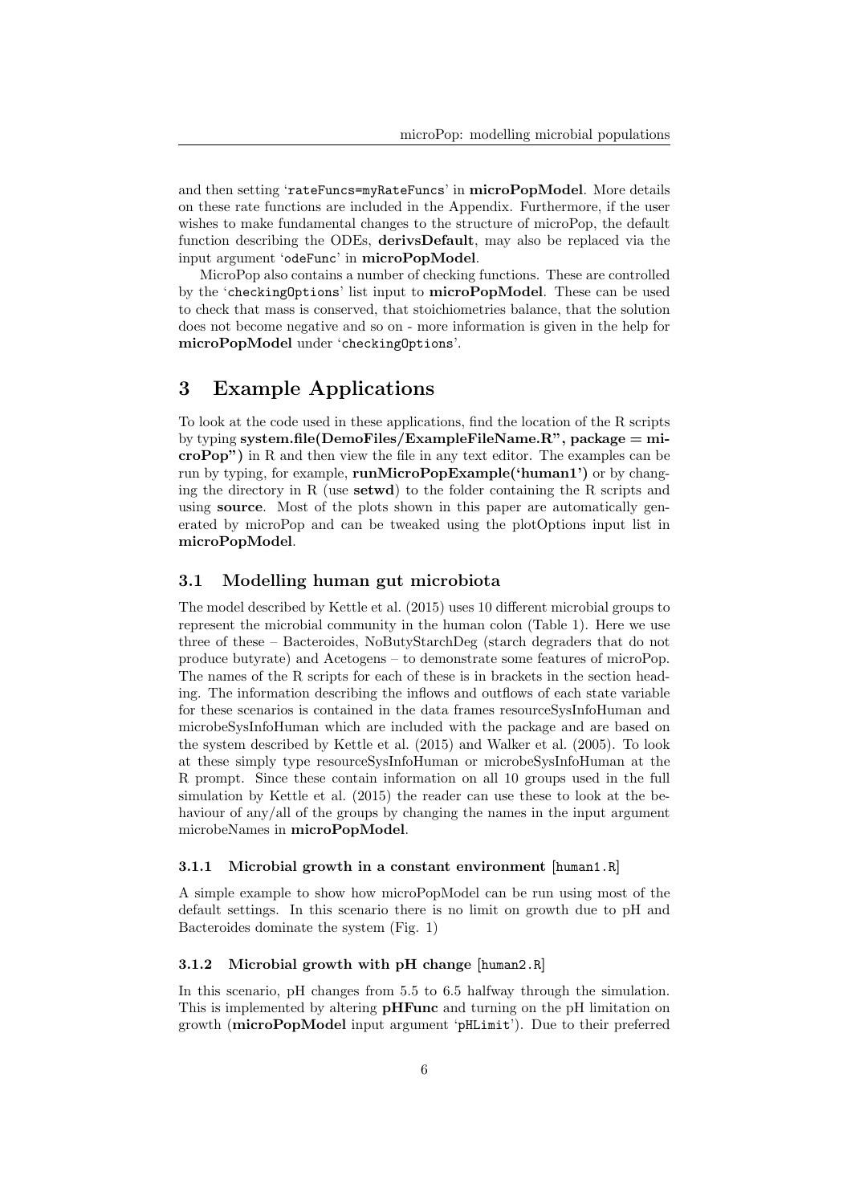and then setting '`rateFuncs=myRateFuncs`' in **microPopModel**. More details on these rate functions are included in the Appendix. Furthermore, if the user wishes to make fundamental changes to the structure of microPop, the default function describing the ODEs, **derivsDefault**, may also be replaced via the input argument '`odeFunc`' in **microPopModel**.

MicroPop also contains a number of checking functions. These are controlled by the '`checkingOptions`' list input to **microPopModel**. These can be used to check that mass is conserved, that stoichiometries balance, that the solution does not become negative and so on - more information is given in the help for **microPopModel** under '`checkingOptions`'.

# 3 Example Applications

To look at the code used in these applications, find the location of the R scripts by typing **system.file(DemoFiles/ExampleFileName.R", package = microPop")** in R and then view the file in any text editor. The examples can be run by typing, for example, **runMicroPopExample('human1')** or by changing the directory in R (use **setwd**) to the folder containing the R scripts and using **source**. Most of the plots shown in this paper are automatically generated by microPop and can be tweaked using the plotOptions input list in **microPopModel**.

## 3.1 Modelling human gut microbiota

The model described by Kettle et al. (2015) uses 10 different microbial groups to represent the microbial community in the human colon (Table 1). Here we use three of these – Bacteroides, NoButyStarchDeg (starch degraders that do not produce butyrate) and Acetogens – to demonstrate some features of microPop. The names of the R scripts for each of these is in brackets in the section heading. The information describing the inflows and outflows of each state variable for these scenarios is contained in the data frames resourceSysInfoHuman and microbeSysInfoHuman which are included with the package and are based on the system described by Kettle et al. (2015) and Walker et al. (2005). To look at these simply type resourceSysInfoHuman or microbeSysInfoHuman at the R prompt. Since these contain information on all 10 groups used in the full simulation by Kettle et al. (2015) the reader can use these to look at the behaviour of any/all of the groups by changing the names in the input argument microbeNames in **microPopModel**.

### 3.1.1 Microbial growth in a constant environment [`human1.R`]

A simple example to show how microPopModel can be run using most of the default settings. In this scenario there is no limit on growth due to pH and Bacteroides dominate the system (Fig. 1)

### 3.1.2 Microbial growth with pH change [`human2.R`]

In this scenario, pH changes from 5.5 to 6.5 halfway through the simulation. This is implemented by altering **pHFunc** and turning on the pH limitation on growth (**microPopModel** input argument '`pHLimit`'). Due to their preferred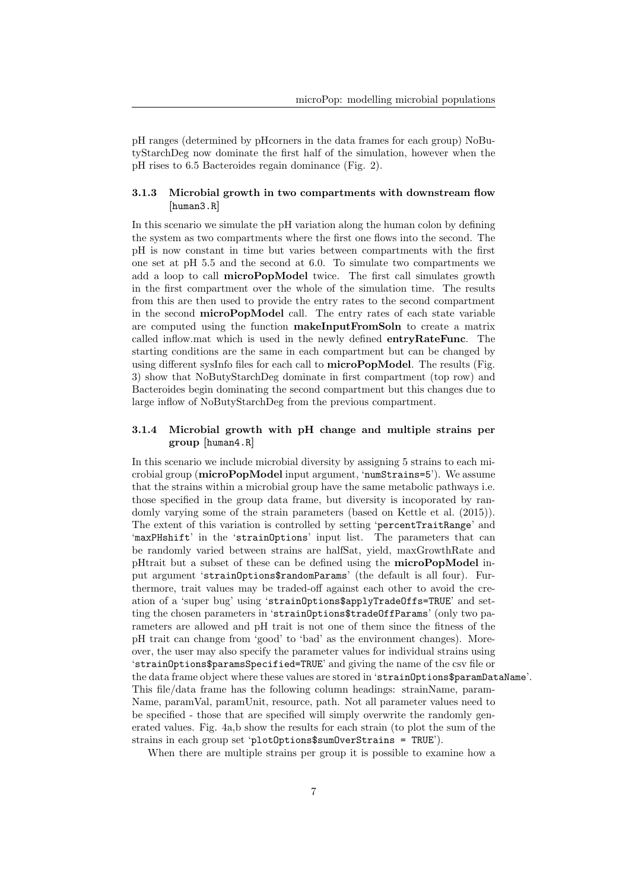pH ranges (determined by pHcorners in the data frames for each group) NoButyStarchDeg now dominate the first half of the simulation, however when the pH rises to 6.5 Bacteroides regain dominance (Fig. 2).

### 3.1.3 Microbial growth in two compartments with downstream flow [human3.R]

In this scenario we simulate the pH variation along the human colon by defining the system as two compartments where the first one flows into the second. The pH is now constant in time but varies between compartments with the first one set at pH 5.5 and the second at 6.0. To simulate two compartments we add a loop to call **microPopModel** twice. The first call simulates growth in the first compartment over the whole of the simulation time. The results from this are then used to provide the entry rates to the second compartment in the second **microPopModel** call. The entry rates of each state variable are computed using the function **makeInputFromSoln** to create a matrix called inflow.mat which is used in the newly defined **entryRateFunc**. The starting conditions are the same in each compartment but can be changed by using different sysInfo files for each call to **microPopModel**. The results (Fig. 3) show that NoButyStarchDeg dominate in first compartment (top row) and Bacteroides begin dominating the second compartment but this changes due to large inflow of NoButyStarchDeg from the previous compartment.

### 3.1.4 Microbial growth with pH change and multiple strains per group [human4.R]

In this scenario we include microbial diversity by assigning 5 strains to each microbial group (**microPopModel** input argument, 'numStrains=5'). We assume that the strains within a microbial group have the same metabolic pathways i.e. those specified in the group data frame, but diversity is incoporated by randomly varying some of the strain parameters (based on Kettle et al. (2015)). The extent of this variation is controlled by setting 'percentTraitRange' and 'maxPHshift' in the 'strainOptions' input list. The parameters that can be randomly varied between strains are halfSat, yield, maxGrowthRate and pHtrait but a subset of these can be defined using the **microPopModel** input argument 'strainOptions$randomParams' (the default is all four). Furthermore, trait values may be traded-off against each other to avoid the creation of a 'super bug' using 'strainOptions$applyTradeOffs=TRUE' and setting the chosen parameters in 'strainOptions$tradeOffParams' (only two parameters are allowed and pH trait is not one of them since the fitness of the pH trait can change from 'good' to 'bad' as the environment changes). Moreover, the user may also specify the parameter values for individual strains using 'strainOptions$paramsSpecified=TRUE' and giving the name of the csv file or the data frame object where these values are stored in 'strainOptions$paramDataName'. This file/data frame has the following column headings: strainName, paramName, paramVal, paramUnit, resource, path. Not all parameter values need to be specified - those that are specified will simply overwrite the randomly generated values. Fig. 4a,b show the results for each strain (to plot the sum of the strains in each group set 'plotOptions$sumOverStrains = TRUE').

When there are multiple strains per group it is possible to examine how a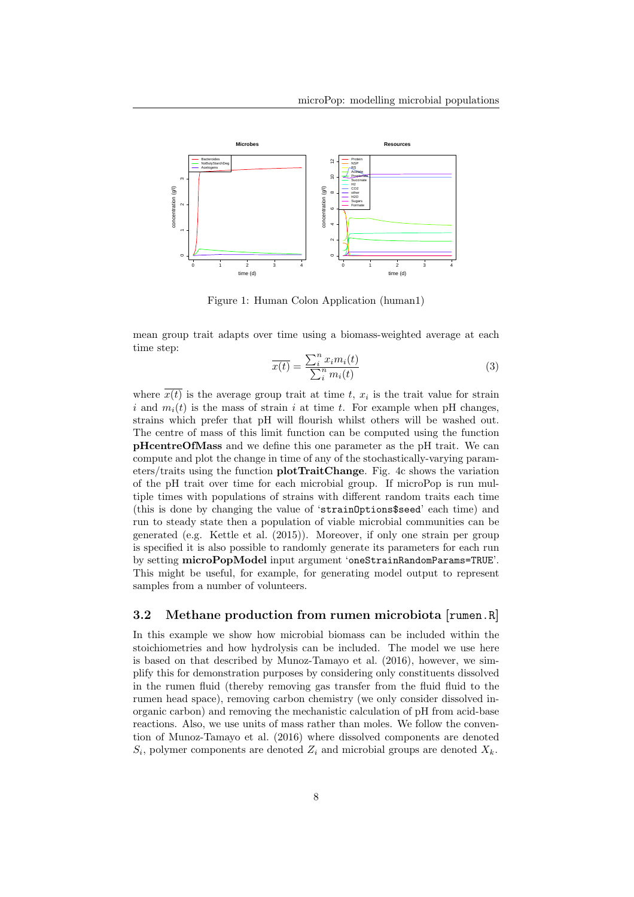Figure 1: Human Colon Application (human1)

mean group trait adapts over time using a biomass-weighted average at each time step:

$$\overline{x(t)} = \frac{\sum_i^n x_i m_i(t)}{\sum_i^n m_i(t)} \tag{3}$$

where $\overline{x(t)}$ is the average group trait at time $t$, $x_i$ is the trait value for strain $i$ and $m_i(t)$ is the mass of strain $i$ at time $t$. For example when pH changes, strains which prefer that pH will flourish whilst others will be washed out. The centre of mass of this limit function can be computed using the function **pHcentreOfMass** and we define this one parameter as the pH trait. We can compute and plot the change in time of any of the stochastically-varying parameters/traits using the function **plotTraitChange**. Fig. 4c shows the variation of the pH trait over time for each microbial group. If microPop is run multiple times with populations of strains with different random traits each time (this is done by changing the value of '`strainOptions$seed`' each time) and run to steady state then a population of viable microbial communities can be generated (e.g. Kettle et al. (2015)). Moreover, if only one strain per group is specified it is also possible to randomly generate its parameters for each run by setting **microPopModel** input argument '`oneStrainRandomParams=TRUE`'. This might be useful, for example, for generating model output to represent samples from a number of volunteers.

## 3.2 Methane production from rumen microbiota [`rumen.R`]

In this example we show how microbial biomass can be included within the stoichiometries and how hydrolysis can be included. The model we use here is based on that described by Munoz-Tamayo et al. (2016), however, we simplify this for demonstration purposes by considering only constituents dissolved in the rumen fluid (thereby removing gas transfer from the fluid fluid to the rumen head space), removing carbon chemistry (we only consider dissolved inorganic carbon) and removing the mechanistic calculation of pH from acid-base reactions. Also, we use units of mass rather than moles. We follow the convention of Munoz-Tamayo et al. (2016) where dissolved components are denoted $S_i$, polymer components are denoted $Z_i$ and microbial groups are denoted $X_k$.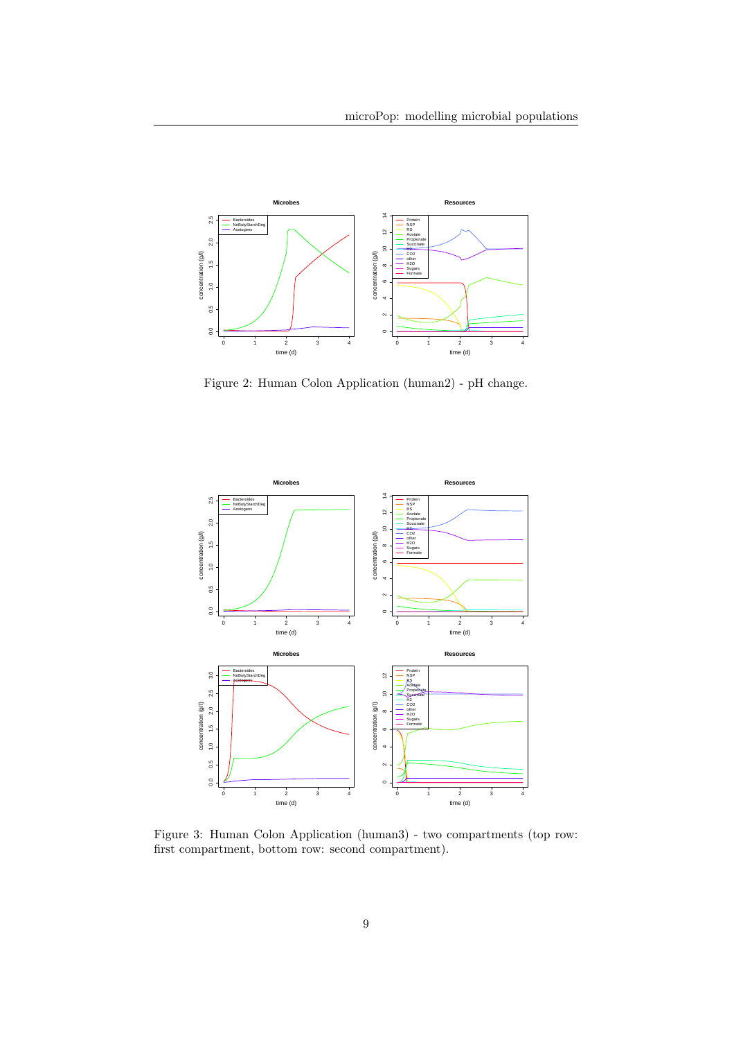Figure 2: Human Colon Application (human2) - pH change.

Figure 3: Human Colon Application (human3) - two compartments (top row: first compartment, bottom row: second compartment).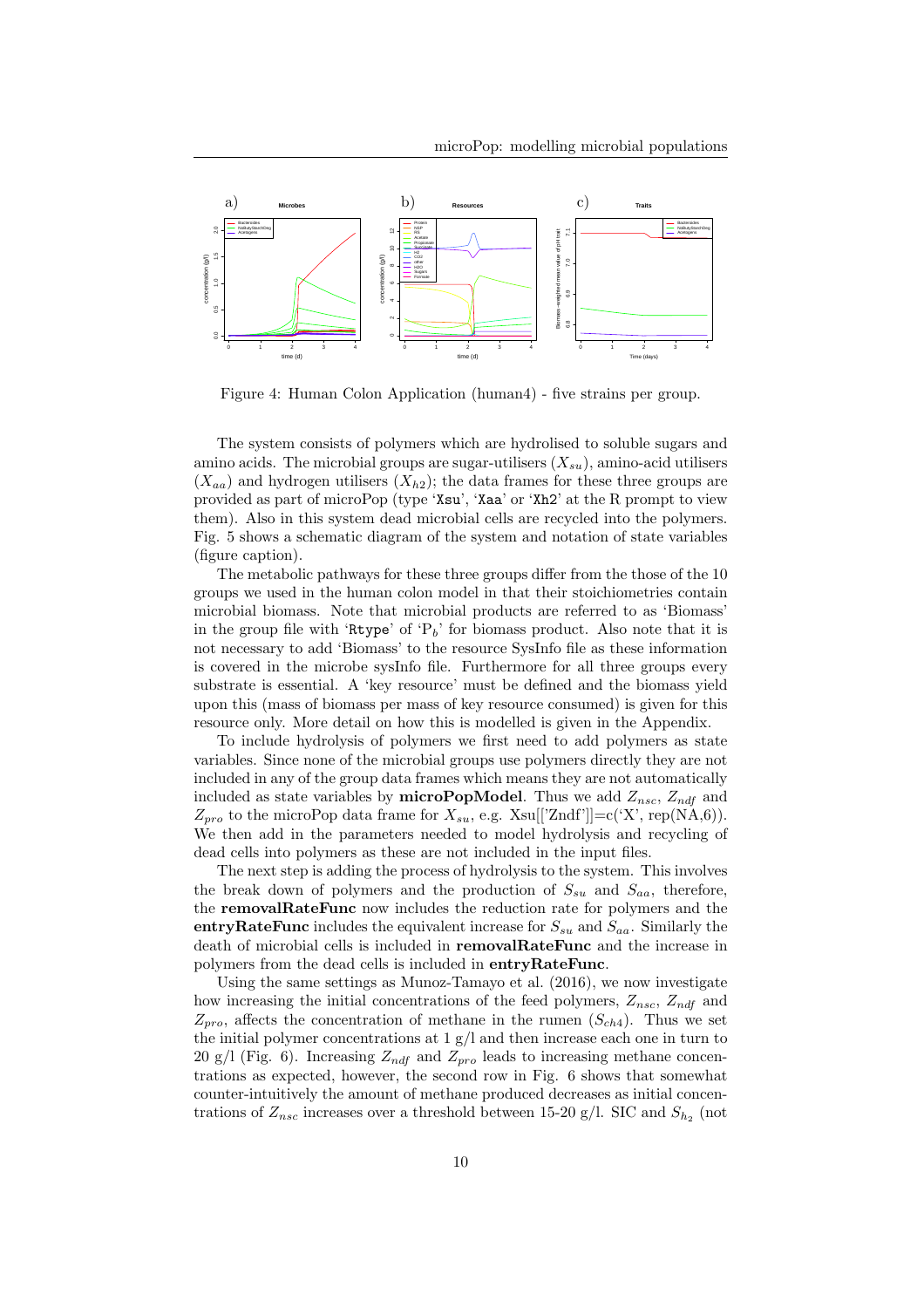Figure 4: Human Colon Application (human4) - five strains per group.

The system consists of polymers which are hydrolised to soluble sugars and amino acids. The microbial groups are sugar-utilisers ($X_{su}$), amino-acid utilisers ($X_{aa}$) and hydrogen utilisers ($X_{h2}$); the data frames for these three groups are provided as part of microPop (type `Xsu`, `Xaa` or `Xh2` at the R prompt to view them). Also in this system dead microbial cells are recycled into the polymers. Fig. 5 shows a schematic diagram of the system and notation of state variables (figure caption).

The metabolic pathways for these three groups differ from the those of the 10 groups we used in the human colon model in that their stoichiometries contain microbial biomass. Note that microbial products are referred to as 'Biomass' in the group file with `Rtype` of '$P_b$' for biomass product. Also note that it is not necessary to add 'Biomass' to the resource SysInfo file as these information is covered in the microbe sysInfo file. Furthermore for all three groups every substrate is essential. A 'key resource' must be defined and the biomass yield upon this (mass of biomass per mass of key resource consumed) is given for this resource only. More detail on how this is modelled is given in the Appendix.

To include hydrolysis of polymers we first need to add polymers as state variables. Since none of the microbial groups use polymers directly they are not included in any of the group data frames which means they are not automatically included as state variables by **microPopModel**. Thus we add $Z_{nsc}$, $Z_{ndf}$ and $Z_{pro}$ to the microPop data frame for $X_{su}$, e.g. Xsu[['Zndf']]=c('X', rep(NA,6)). We then add in the parameters needed to model hydrolysis and recycling of dead cells into polymers as these are not included in the input files.

The next step is adding the process of hydrolysis to the system. This involves the break down of polymers and the production of $S_{su}$ and $S_{aa}$, therefore, the **removalRateFunc** now includes the reduction rate for polymers and the **entryRateFunc** includes the equivalent increase for $S_{su}$ and $S_{aa}$. Similarly the death of microbial cells is included in **removalRateFunc** and the increase in polymers from the dead cells is included in **entryRateFunc**.

Using the same settings as Munoz-Tamayo et al. (2016), we now investigate how increasing the initial concentrations of the feed polymers, $Z_{nsc}$, $Z_{ndf}$ and $Z_{pro}$, affects the concentration of methane in the rumen ($S_{ch4}$). Thus we set the initial polymer concentrations at 1 g/l and then increase each one in turn to 20 g/l (Fig. 6). Increasing $Z_{ndf}$ and $Z_{pro}$ leads to increasing methane concentrations as expected, however, the second row in Fig. 6 shows that somewhat counter-intuitively the amount of methane produced decreases as initial concentrations of $Z_{nsc}$ increases over a threshold between 15-20 g/l. SIC and $S_{h_2}$ (not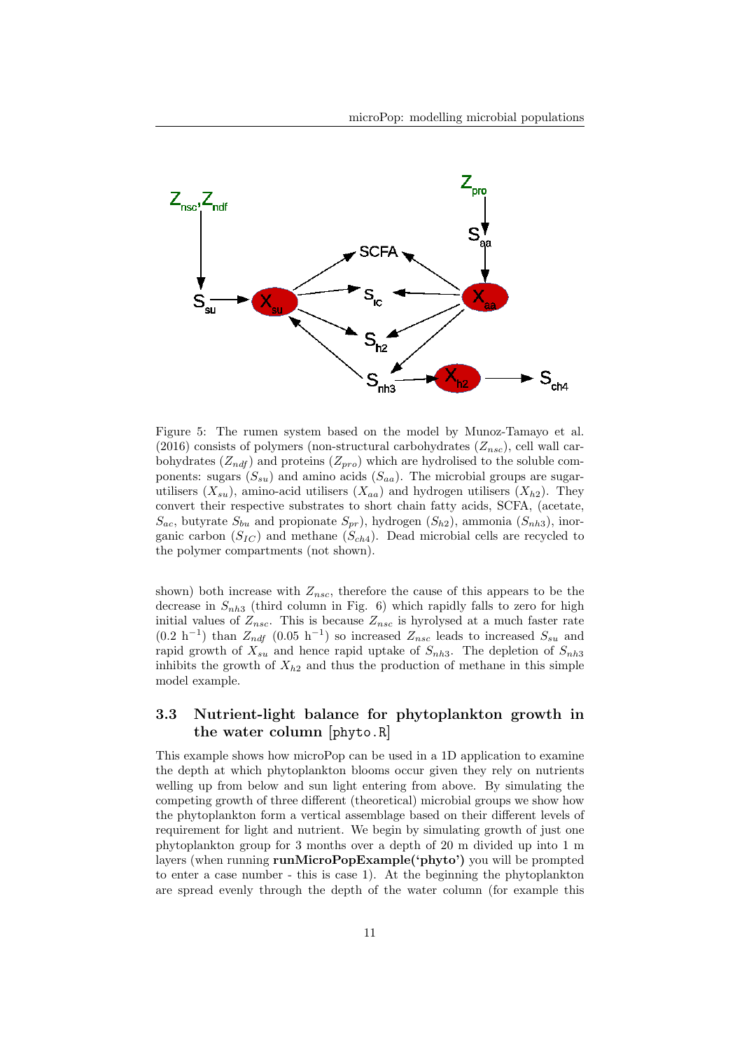Figure 5: The rumen system based on the model by Munoz-Tamayo et al. (2016) consists of polymers (non-structural carbohydrates ($Z_{nsc}$), cell wall carbohydrates ($Z_{ndf}$) and proteins ($Z_{pro}$) which are hydrolised to the soluble components: sugars ($S_{su}$) and amino acids ($S_{aa}$). The microbial groups are sugar-utilisers ($X_{su}$), amino-acid utilisers ($X_{aa}$) and hydrogen utilisers ($X_{h2}$). They convert their respective substrates to short chain fatty acids, SCFA, (acetate, $S_{ac}$, butyrate $S_{bu}$ and propionate $S_{pr}$), hydrogen ($S_{h2}$), ammonia ($S_{nh3}$), inorganic carbon ($S_{IC}$) and methane ($S_{ch4}$). Dead microbial cells are recycled to the polymer compartments (not shown).

shown) both increase with $Z_{nsc}$, therefore the cause of this appears to be the decrease in $S_{nh3}$ (third column in Fig. 6) which rapidly falls to zero for high initial values of $Z_{nsc}$. This is because $Z_{nsc}$ is hyrolysed at a much faster rate (0.2 $h^{-1}$) than $Z_{ndf}$ (0.05 $h^{-1}$) so increased $Z_{nsc}$ leads to increased $S_{su}$ and rapid growth of $X_{su}$ and hence rapid uptake of $S_{nh3}$. The depletion of $S_{nh3}$ inhibits the growth of $X_{h2}$ and thus the production of methane in this simple model example.

## 3.3 Nutrient-light balance for phytoplankton growth in the water column [`phyto.R`]

This example shows how microPop can be used in a 1D application to examine the depth at which phytoplankton blooms occur given they rely on nutrients welling up from below and sun light entering from above. By simulating the competing growth of three different (theoretical) microbial groups we show how the phytoplankton form a vertical assemblage based on their different levels of requirement for light and nutrient. We begin by simulating growth of just one phytoplankton group for 3 months over a depth of 20 m divided up into 1 m layers (when running **runMicroPopExample('phyto')** you will be prompted to enter a case number - this is case 1). At the beginning the phytoplankton are spread evenly through the depth of the water column (for example this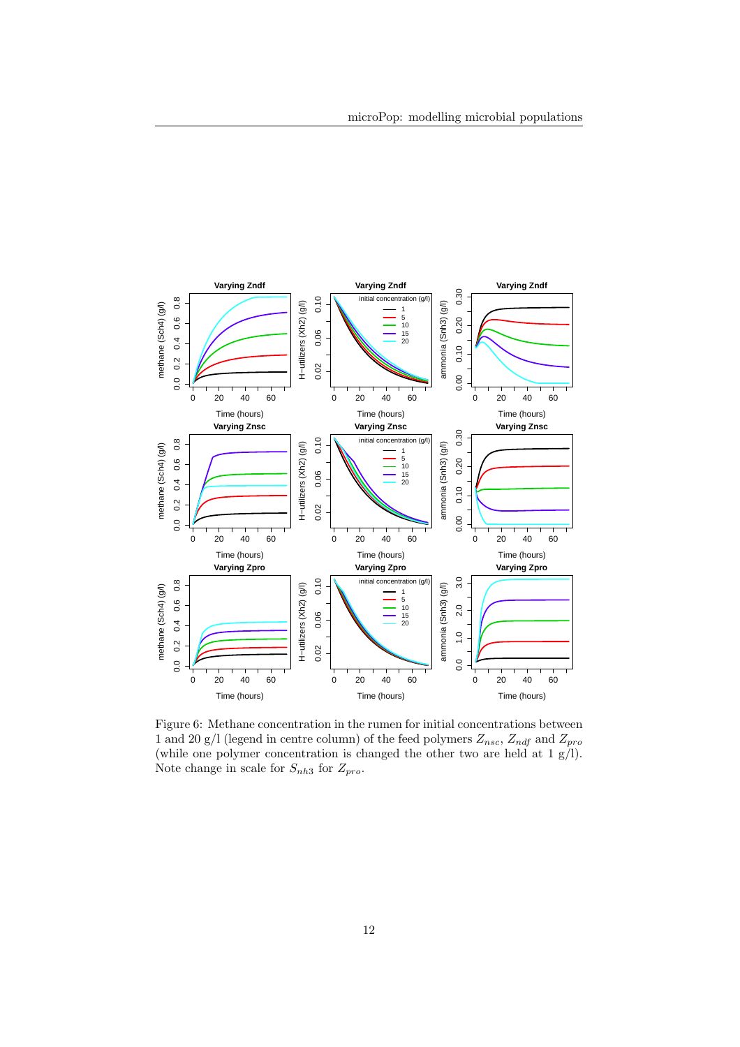Figure 6: Methane concentration in the rumen for initial concentrations between 1 and 20 g/l (legend in centre column) of the feed polymers $Z_{nsc}$, $Z_{ndf}$ and $Z_{pro}$ (while one polymer concentration is changed the other two are held at 1 g/l). Note change in scale for $S_{nh3}$ for $Z_{pro}$.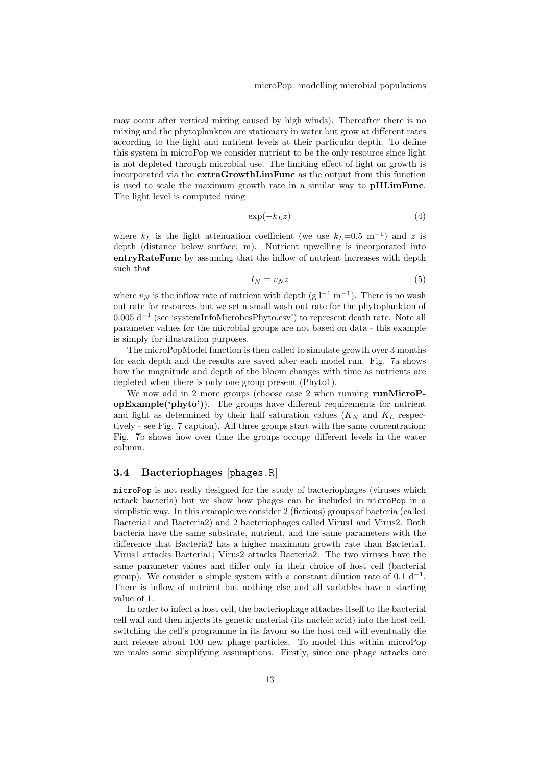may occur after vertical mixing caused by high winds). Thereafter there is no mixing and the phytoplankton are stationary in water but grow at different rates according to the light and nutrient levels at their particular depth. To define this system in microPop we consider nutrient to be the only resource since light is not depleted through microbial use. The limiting effect of light on growth is incorporated via the **extraGrowthLimFunc** as the output from this function is used to scale the maximum growth rate in a similar way to **pHLimFunc**. The light level is computed using

$$\exp(-k_L z) \tag{4}$$

where $k_L$ is the light attenuation coefficient (we use $k_L$=0.5 $\text{m}^{-1}$) and $z$ is depth (distance below surface; m). Nutrient upwelling is incorporated into **entryRateFunc** by assuming that the inflow of nutrient increases with depth such that

$$I_N = v_N z \tag{5}$$

where $v_N$ is the inflow rate of nutrient with depth ($\text{g}\,\text{l}^{-1}\,\text{m}^{-1}$). There is no wash out rate for resources but we set a small wash out rate for the phytoplankton of 0.005 $\text{d}^{-1}$ (see 'systemInfoMicrobesPhyto.csv') to represent death rate. Note all parameter values for the microbial groups are not based on data - this example is simply for illustration purposes.

The microPopModel function is then called to simulate growth over 3 months for each depth and the results are saved after each model run. Fig. 7a shows how the magnitude and depth of the bloom changes with time as nutrients are depleted when there is only one group present (Phyto1).

We now add in 2 more groups (choose case 2 when running **runMicroPopExample('phyto')**). The groups have different requirements for nutrient and light as determined by their half saturation values ($K_N$ and $K_L$ respectively - see Fig. 7 caption). All three groups start with the same concentration; Fig. 7b shows how over time the groups occupy different levels in the water column.

### 3.4 Bacteriophages [phages.R]

microPop is not really designed for the study of bacteriophages (viruses which attack bacteria) but we show how phages can be included in microPop in a simplistic way. In this example we consider 2 (fictious) groups of bacteria (called Bacteria1 and Bacteria2) and 2 bacteriophages called Virus1 and Virus2. Both bacteria have the same substrate, nutrient, and the same parameters with the difference that Bacteria2 has a higher maximum growth rate than Bacteria1. Virus1 attacks Bacteria1; Virus2 attacks Bacteria2. The two viruses have the same parameter values and differ only in their choice of host cell (bacterial group). We consider a simple system with a constant dilution rate of 0.1 $\text{d}^{-1}$. There is inflow of nutrient but nothing else and all variables have a starting value of 1.

In order to infect a host cell, the bacteriophage attaches itself to the bacterial cell wall and then injects its genetic material (its nucleic acid) into the host cell, switching the cell's programme in its favour so the host cell will eventually die and release about 100 new phage particles. To model this within microPop we make some simplifying assumptions. Firstly, since one phage attacks one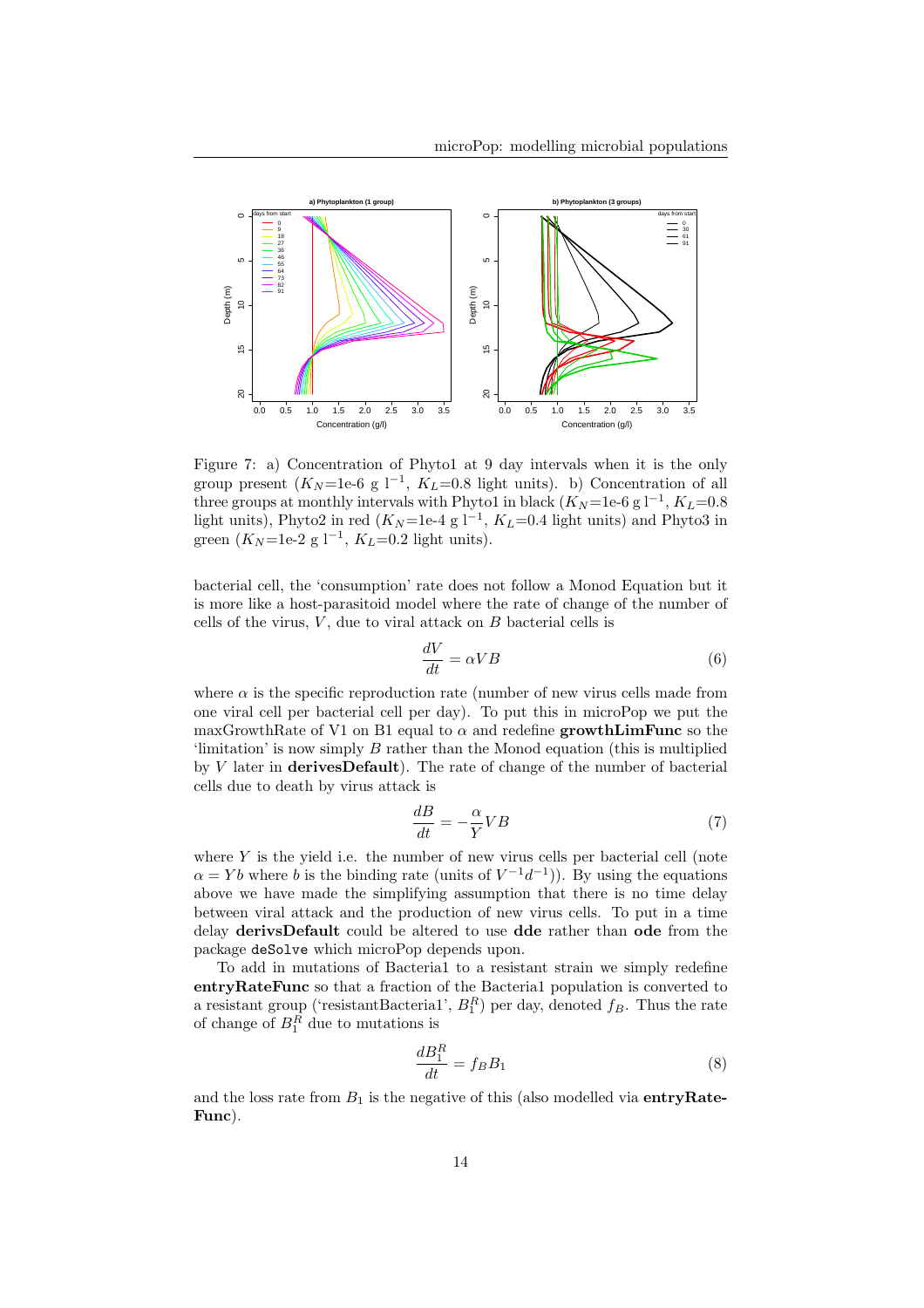Figure 7: a) Concentration of Phyto1 at 9 day intervals when it is the only group present ($K_N$=1e-6 g l$^{-1}$, $K_L$=0.8 light units). b) Concentration of all three groups at monthly intervals with Phyto1 in black ($K_N$=1e-6 g l$^{-1}$, $K_L$=0.8 light units), Phyto2 in red ($K_N$=1e-4 g l$^{-1}$, $K_L$=0.4 light units) and Phyto3 in green ($K_N$=1e-2 g l$^{-1}$, $K_L$=0.2 light units).

bacterial cell, the 'consumption' rate does not follow a Monod Equation but it is more like a host-parasitoid model where the rate of change of the number of cells of the virus, $V$, due to viral attack on $B$ bacterial cells is

$$\frac{dV}{dt} = \alpha VB \tag{6}$$

where $\alpha$ is the specific reproduction rate (number of new virus cells made from one viral cell per bacterial cell per day). To put this in microPop we put the maxGrowthRate of V1 on B1 equal to $\alpha$ and redefine **growthLimFunc** so the 'limitation' is now simply $B$ rather than the Monod equation (this is multiplied by $V$ later in **derivesDefault**). The rate of change of the number of bacterial cells due to death by virus attack is

$$\frac{dB}{dt} = -\frac{\alpha}{Y} VB \tag{7}$$

where $Y$ is the yield i.e. the number of new virus cells per bacterial cell (note $\alpha = Yb$ where $b$ is the binding rate (units of $V^{-1}d^{-1}$)). By using the equations above we have made the simplifying assumption that there is no time delay between viral attack and the production of new virus cells. To put in a time delay **derivsDefault** could be altered to use **dde** rather than **ode** from the package `deSolve` which microPop depends upon.

To add in mutations of Bacteria1 to a resistant strain we simply redefine **entryRateFunc** so that a fraction of the Bacteria1 population is converted to a resistant group ('resistantBacteria1', $B_1^R$) per day, denoted $f_B$. Thus the rate of change of $B_1^R$ due to mutations is

$$\frac{dB_1^R}{dt} = f_B B_1 \tag{8}$$

and the loss rate from $B_1$ is the negative of this (also modelled via **entryRateFunc**).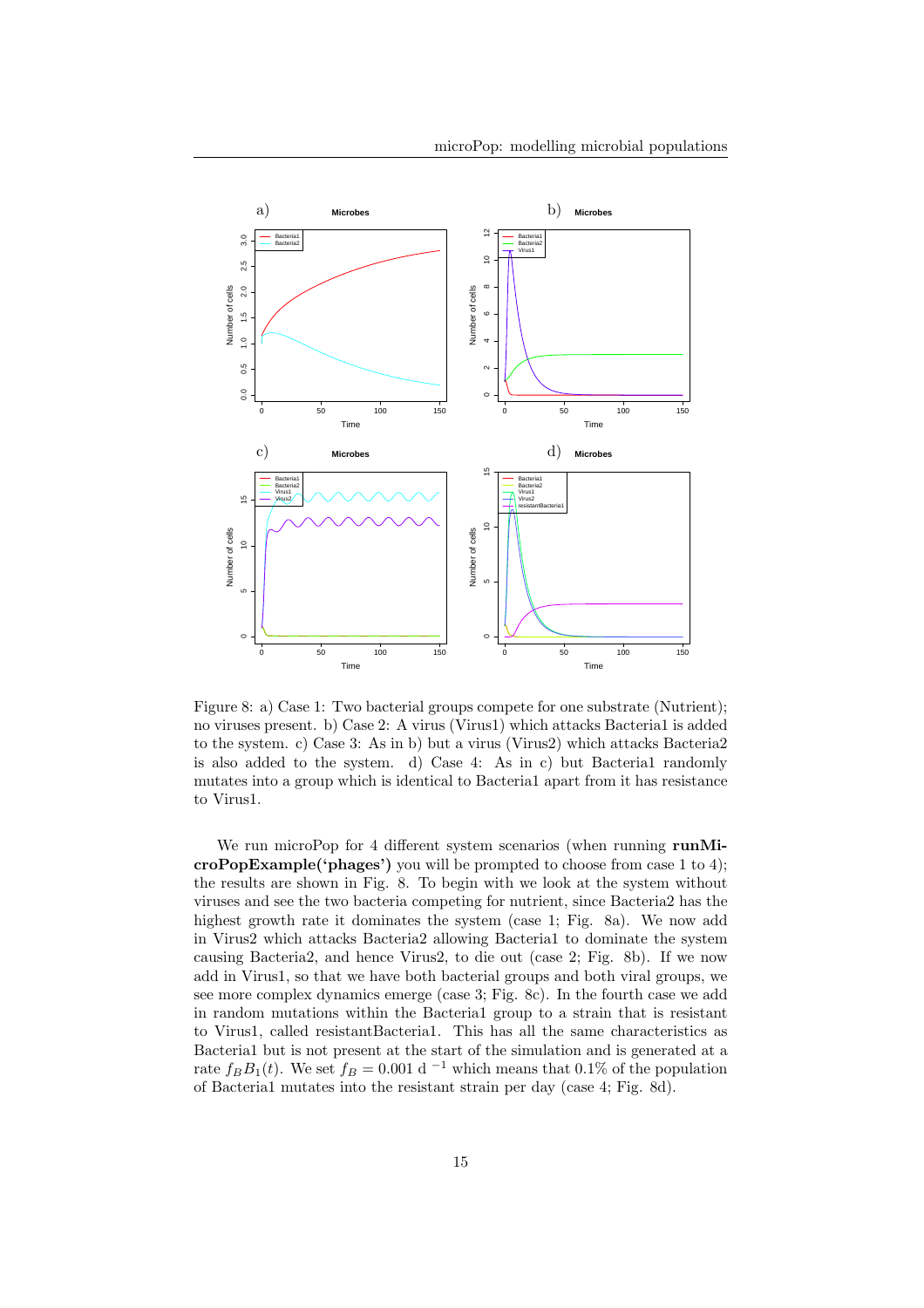Figure 8: a) Case 1: Two bacterial groups compete for one substrate (Nutrient); no viruses present. b) Case 2: A virus (Virus1) which attacks Bacteria1 is added to the system. c) Case 3: As in b) but a virus (Virus2) which attacks Bacteria2 is also added to the system. d) Case 4: As in c) but Bacteria1 randomly mutates into a group which is identical to Bacteria1 apart from it has resistance to Virus1.

We run microPop for 4 different system scenarios (when running **runMicroPopExample('phages')** you will be prompted to choose from case 1 to 4); the results are shown in Fig. 8. To begin with we look at the system without viruses and see the two bacteria competing for nutrient, since Bacteria2 has the highest growth rate it dominates the system (case 1; Fig. 8a). We now add in Virus2 which attacks Bacteria2 allowing Bacteria1 to dominate the system causing Bacteria2, and hence Virus2, to die out (case 2; Fig. 8b). If we now add in Virus1, so that we have both bacterial groups and both viral groups, we see more complex dynamics emerge (case 3; Fig. 8c). In the fourth case we add in random mutations within the Bacteria1 group to a strain that is resistant to Virus1, called resistantBacteria1. This has all the same characteristics as Bacteria1 but is not present at the start of the simulation and is generated at a rate $f_B B_1(t)$. We set $f_B = 0.001$ d $^{-1}$ which means that 0.1% of the population of Bacteria1 mutates into the resistant strain per day (case 4; Fig. 8d).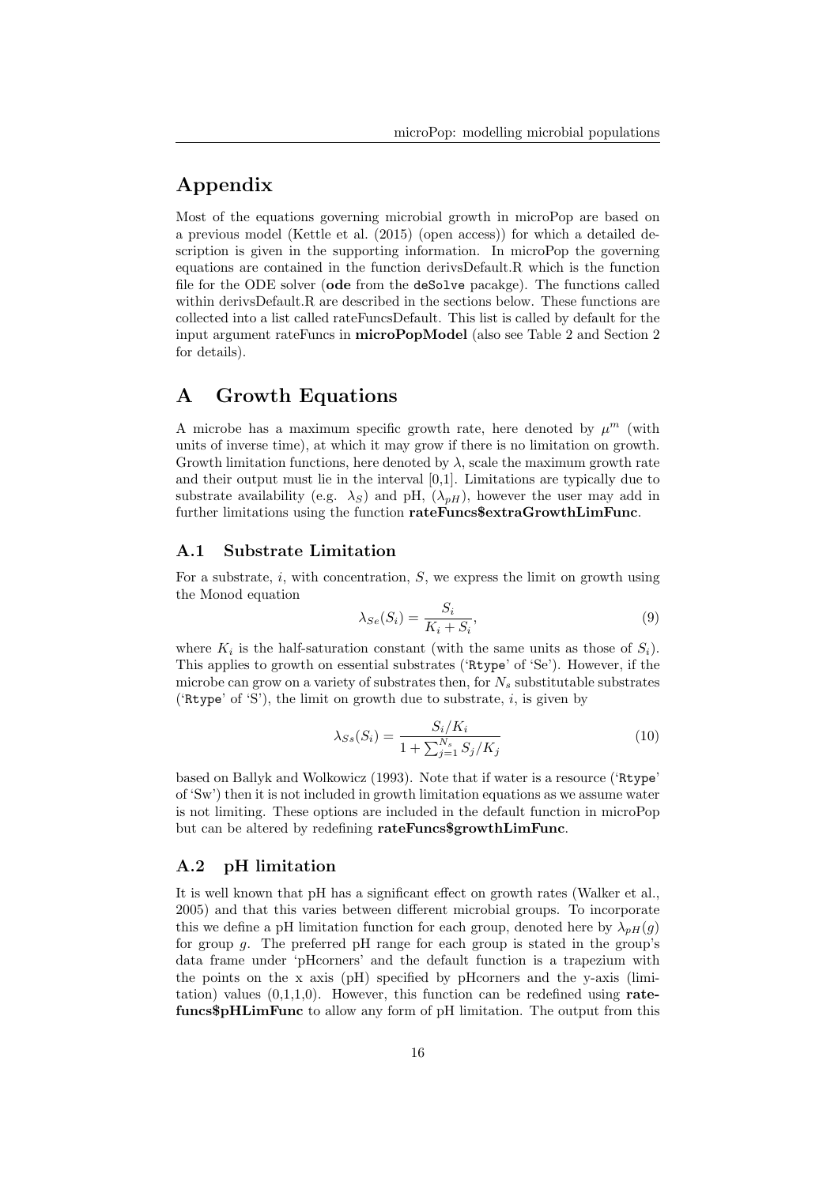# Appendix

Most of the equations governing microbial growth in microPop are based on a previous model (Kettle et al. (2015) (open access)) for which a detailed description is given in the supporting information. In microPop the governing equations are contained in the function derivsDefault.R which is the function file for the ODE solver (**ode** from the `deSolve` pacakge). The functions called within derivsDefault.R are described in the sections below. These functions are collected into a list called rateFuncsDefault. This list is called by default for the input argument rateFuncs in **microPopModel** (also see Table 2 and Section 2 for details).

# A Growth Equations

A microbe has a maximum specific growth rate, here denoted by $\mu^m$ (with units of inverse time), at which it may grow if there is no limitation on growth. Growth limitation functions, here denoted by $\lambda$, scale the maximum growth rate and their output must lie in the interval [0,1]. Limitations are typically due to substrate availability (e.g. $\lambda_S$) and pH, ($\lambda_{pH}$), however the user may add in further limitations using the function **rateFuncs$extraGrowthLimFunc**.

## A.1 Substrate Limitation

For a substrate, $i$, with concentration, $S$, we express the limit on growth using the Monod equation

$$\lambda_{Se}(S_i) = \frac{S_i}{K_i + S_i}, \tag{9}$$

where $K_i$ is the half-saturation constant (with the same units as those of $S_i$). This applies to growth on essential substrates ('`Rtype`' of 'Se'). However, if the microbe can grow on a variety of substrates then, for $N_s$ substitutable substrates ('`Rtype`' of 'S'), the limit on growth due to substrate, $i$, is given by

$$\lambda_{Ss}(S_i) = \frac{S_i/K_i}{1 + \sum_{j=1}^{N_s} S_j/K_j} \tag{10}$$

based on Ballyk and Wolkowicz (1993). Note that if water is a resource ('`Rtype`' of 'Sw') then it is not included in growth limitation equations as we assume water is not limiting. These options are included in the default function in microPop but can be altered by redefining **rateFuncs$growthLimFunc**.

## A.2 pH limitation

It is well known that pH has a significant effect on growth rates (Walker et al., 2005) and that this varies between different microbial groups. To incorporate this we define a pH limitation function for each group, denoted here by $\lambda_{pH}(g)$ for group $g$. The preferred pH range for each group is stated in the group's data frame under 'pHcorners' and the default function is a trapezium with the points on the x axis (pH) specified by pHcorners and the y-axis (limitation) values (0,1,1,0). However, this function can be redefined using **ratefuncs$pHLimFunc** to allow any form of pH limitation. The output from this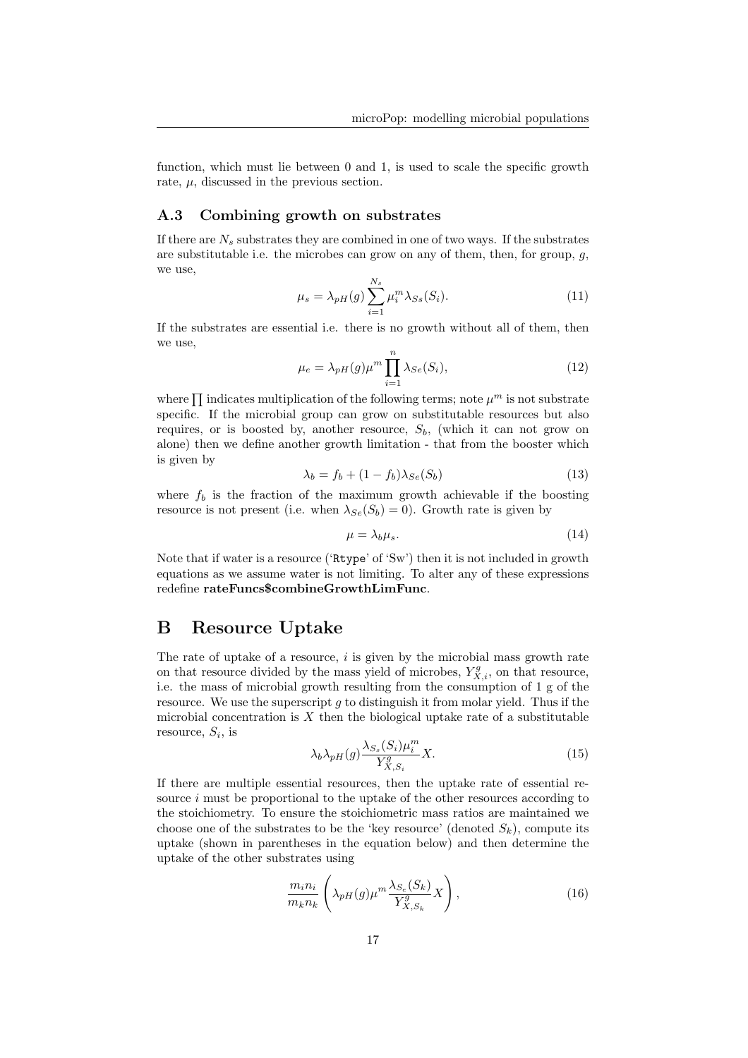function, which must lie between 0 and 1, is used to scale the specific growth rate, $\mu$, discussed in the previous section.

### A.3 Combining growth on substrates

If there are $N_s$ substrates they are combined in one of two ways. If the substrates are substitutable i.e. the microbes can grow on any of them, then, for group, $g$, we use,

$$\mu_s = \lambda_{pH}(g) \sum_{i=1}^{N_s} \mu_i^m \lambda_{Ss}(S_i). \tag{11}$$

If the substrates are essential i.e. there is no growth without all of them, then we use,

$$\mu_e = \lambda_{pH}(g) \mu^m \prod_{i=1}^{n} \lambda_{Se}(S_i), \tag{12}$$

where $\prod$ indicates multiplication of the following terms; note $\mu^m$ is not substrate specific. If the microbial group can grow on substitutable resources but also requires, or is boosted by, another resource, $S_b$, (which it can not grow on alone) then we define another growth limitation - that from the booster which is given by

$$\lambda_b = f_b + (1 - f_b)\lambda_{Se}(S_b) \tag{13}$$

where $f_b$ is the fraction of the maximum growth achievable if the boosting resource is not present (i.e. when $\lambda_{Se}(S_b) = 0$). Growth rate is given by

$$\mu = \lambda_b \mu_s. \tag{14}$$

Note that if water is a resource ('`Rtype`' of 'Sw') then it is not included in growth equations as we assume water is not limiting. To alter any of these expressions redefine **rateFuncs$combineGrowthLimFunc**.

## B Resource Uptake

The rate of uptake of a resource, $i$ is given by the microbial mass growth rate on that resource divided by the mass yield of microbes, $Y_{X,i}^g$, on that resource, i.e. the mass of microbial growth resulting from the consumption of 1 g of the resource. We use the superscript $g$ to distinguish it from molar yield. Thus if the microbial concentration is $X$ then the biological uptake rate of a substitutable resource, $S_i$, is

$$\lambda_b \lambda_{pH}(g) \frac{\lambda_{S_s}(S_i)\mu_i^m}{Y_{X,S_i}^g} X. \tag{15}$$

If there are multiple essential resources, then the uptake rate of essential resource $i$ must be proportional to the uptake of the other resources according to the stoichiometry. To ensure the stoichiometric mass ratios are maintained we choose one of the substrates to be the 'key resource' (denoted $S_k$), compute its uptake (shown in parentheses in the equation below) and then determine the uptake of the other substrates using

$$\frac{m_i n_i}{m_k n_k} \left( \lambda_{pH}(g) \mu^m \frac{\lambda_{S_e}(S_k)}{Y_{X,S_k}^g} X \right), \tag{16}$$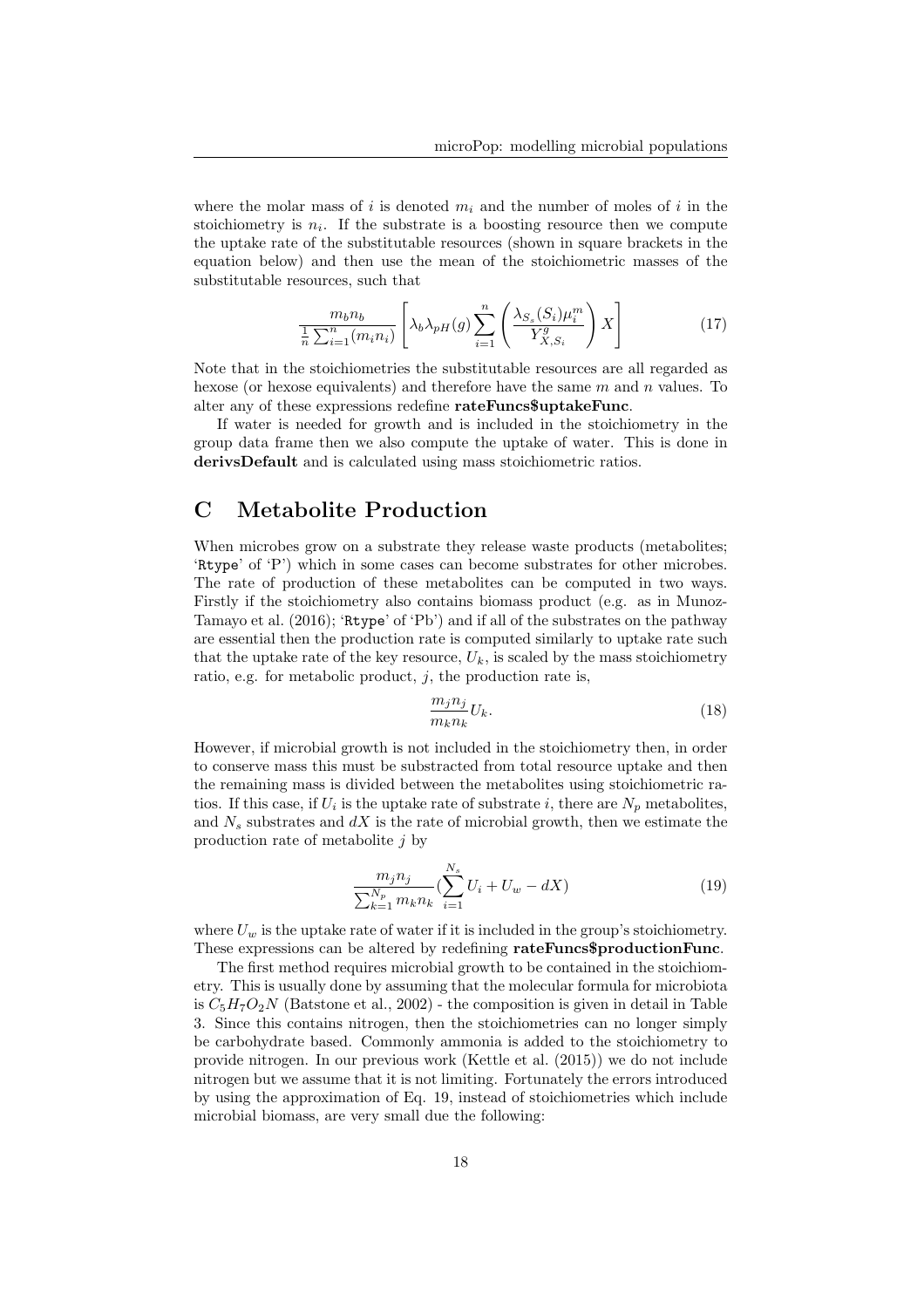where the molar mass of $i$ is denoted $m_i$ and the number of moles of $i$ in the stoichiometry is $n_i$. If the substrate is a boosting resource then we compute the uptake rate of the substitutable resources (shown in square brackets in the equation below) and then use the mean of the stoichiometric masses of the substitutable resources, such that

$$\frac{m_b n_b}{\frac{1}{n}\sum_{i=1}^{n}(m_i n_i)} \left[ \lambda_b \lambda_{pH}(g) \sum_{i=1}^{n} \left( \frac{\lambda_{S_s}(S_i)\mu_i^m}{Y_{X,S_i}^g} \right) X \right] \tag{17}$$

Note that in the stoichiometries the substitutable resources are all regarded as hexose (or hexose equivalents) and therefore have the same $m$ and $n$ values. To alter any of these expressions redefine **rateFuncs$uptakeFunc**.

If water is needed for growth and is included in the stoichiometry in the group data frame then we also compute the uptake of water. This is done in **derivsDefault** and is calculated using mass stoichiometric ratios.

# C Metabolite Production

When microbes grow on a substrate they release waste products (metabolites; '`Rtype`' of 'P') which in some cases can become substrates for other microbes. The rate of production of these metabolites can be computed in two ways. Firstly if the stoichiometry also contains biomass product (e.g. as in Munoz-Tamayo et al. (2016); '`Rtype`' of 'Pb') and if all of the substrates on the pathway are essential then the production rate is computed similarly to uptake rate such that the uptake rate of the key resource, $U_k$, is scaled by the mass stoichiometry ratio, e.g. for metabolic product, $j$, the production rate is,

$$\frac{m_j n_j}{m_k n_k} U_k. \tag{18}$$

However, if microbial growth is not included in the stoichiometry then, in order to conserve mass this must be substracted from total resource uptake and then the remaining mass is divided between the metabolites using stoichiometric ratios. If this case, if $U_i$ is the uptake rate of substrate $i$, there are $N_p$ metabolites, and $N_s$ substrates and $dX$ is the rate of microbial growth, then we estimate the production rate of metabolite $j$ by

$$\frac{m_j n_j}{\sum_{k=1}^{N_p} m_k n_k} \left( \sum_{i=1}^{N_s} U_i + U_w - dX \right) \tag{19}$$

where $U_w$ is the uptake rate of water if it is included in the group's stoichiometry. These expressions can be altered by redefining **rateFuncs$productionFunc**.

The first method requires microbial growth to be contained in the stoichiometry. This is usually done by assuming that the molecular formula for microbiota is $C_5H_7O_2N$ (Batstone et al., 2002) - the composition is given in detail in Table 3. Since this contains nitrogen, then the stoichiometries can no longer simply be carbohydrate based. Commonly ammonia is added to the stoichiometry to provide nitrogen. In our previous work (Kettle et al. (2015)) we do not include nitrogen but we assume that it is not limiting. Fortunately the errors introduced by using the approximation of Eq. 19, instead of stoichiometries which include microbial biomass, are very small due the following: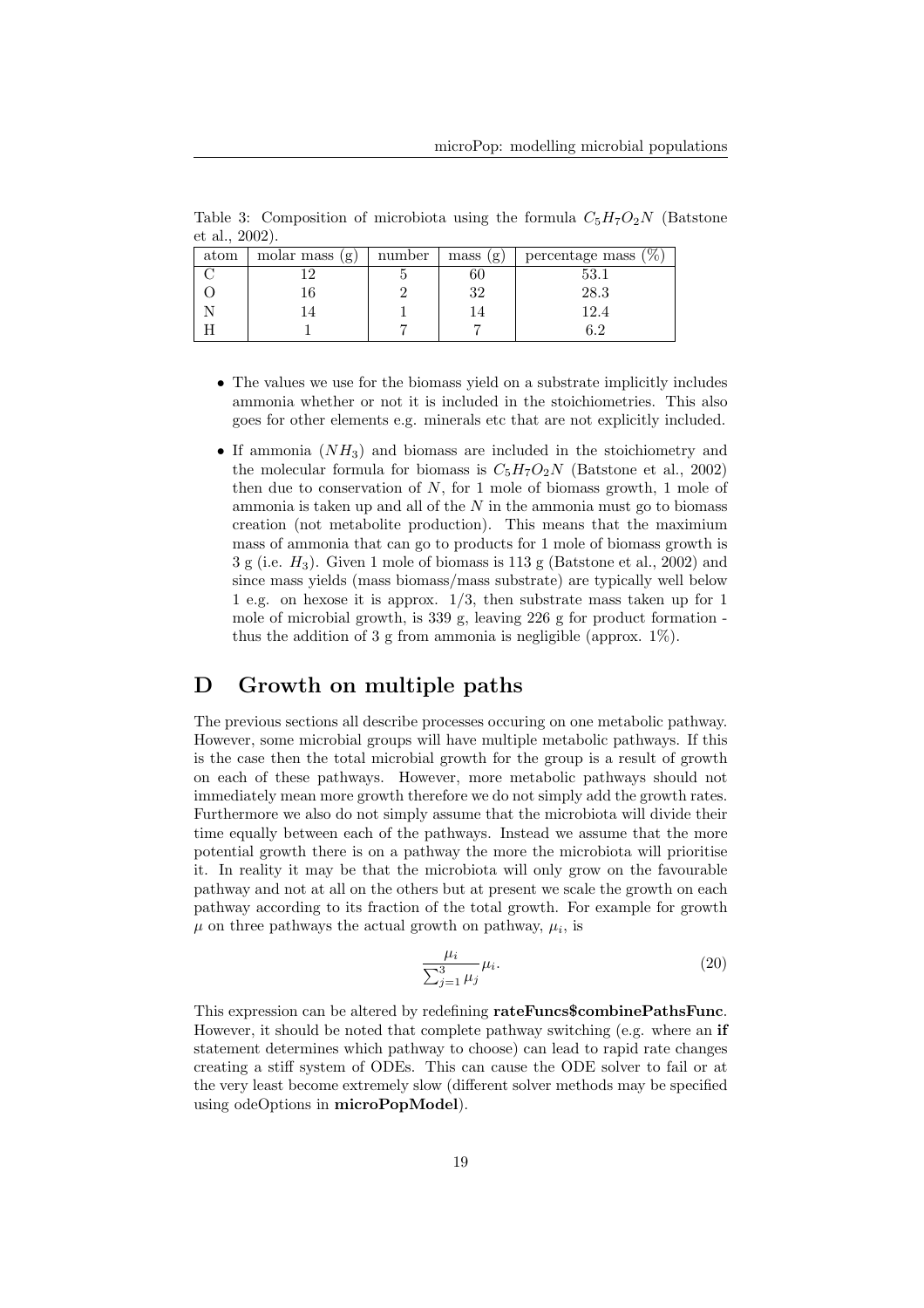Table 3: Composition of microbiota using the formula $C_5H_7O_2N$ (Batstone et al., 2002).

| atom | molar mass (g) | number | mass (g) | percentage mass (%) |
|---|---|---|---|---|
| C | 12 | 5 | 60 | 53.1 |
| O | 16 | 2 | 32 | 28.3 |
| N | 14 | 1 | 14 | 12.4 |
| H | 1 | 7 | 7 | 6.2 |

- The values we use for the biomass yield on a substrate implicitly includes ammonia whether or not it is included in the stoichiometries. This also goes for other elements e.g. minerals etc that are not explicitly included.
- If ammonia ($NH_3$) and biomass are included in the stoichiometry and the molecular formula for biomass is $C_5H_7O_2N$ (Batstone et al., 2002) then due to conservation of $N$, for 1 mole of biomass growth, 1 mole of ammonia is taken up and all of the $N$ in the ammonia must go to biomass creation (not metabolite production). This means that the maximium mass of ammonia that can go to products for 1 mole of biomass growth is 3 g (i.e. $H_3$). Given 1 mole of biomass is 113 g (Batstone et al., 2002) and since mass yields (mass biomass/mass substrate) are typically well below 1 e.g. on hexose it is approx. 1/3, then substrate mass taken up for 1 mole of microbial growth, is 339 g, leaving 226 g for product formation - thus the addition of 3 g from ammonia is negligible (approx. 1%).

# D Growth on multiple paths

The previous sections all describe processes occuring on one metabolic pathway. However, some microbial groups will have multiple metabolic pathways. If this is the case then the total microbial growth for the group is a result of growth on each of these pathways. However, more metabolic pathways should not immediately mean more growth therefore we do not simply add the growth rates. Furthermore we also do not simply assume that the microbiota will divide their time equally between each of the pathways. Instead we assume that the more potential growth there is on a pathway the more the microbiota will prioritise it. In reality it may be that the microbiota will only grow on the favourable pathway and not at all on the others but at present we scale the growth on each pathway according to its fraction of the total growth. For example for growth $\mu$ on three pathways the actual growth on pathway, $\mu_i$, is

$$\frac{\mu_i}{\sum_{j=1}^{3} \mu_j} \mu_i. \tag{20}$$

This expression can be altered by redefining **rateFuncs$combinePathsFunc**. However, it should be noted that complete pathway switching (e.g. where an **if** statement determines which pathway to choose) can lead to rapid rate changes creating a stiff system of ODEs. This can cause the ODE solver to fail or at the very least become extremely slow (different solver methods may be specified using odeOptions in **microPopModel**).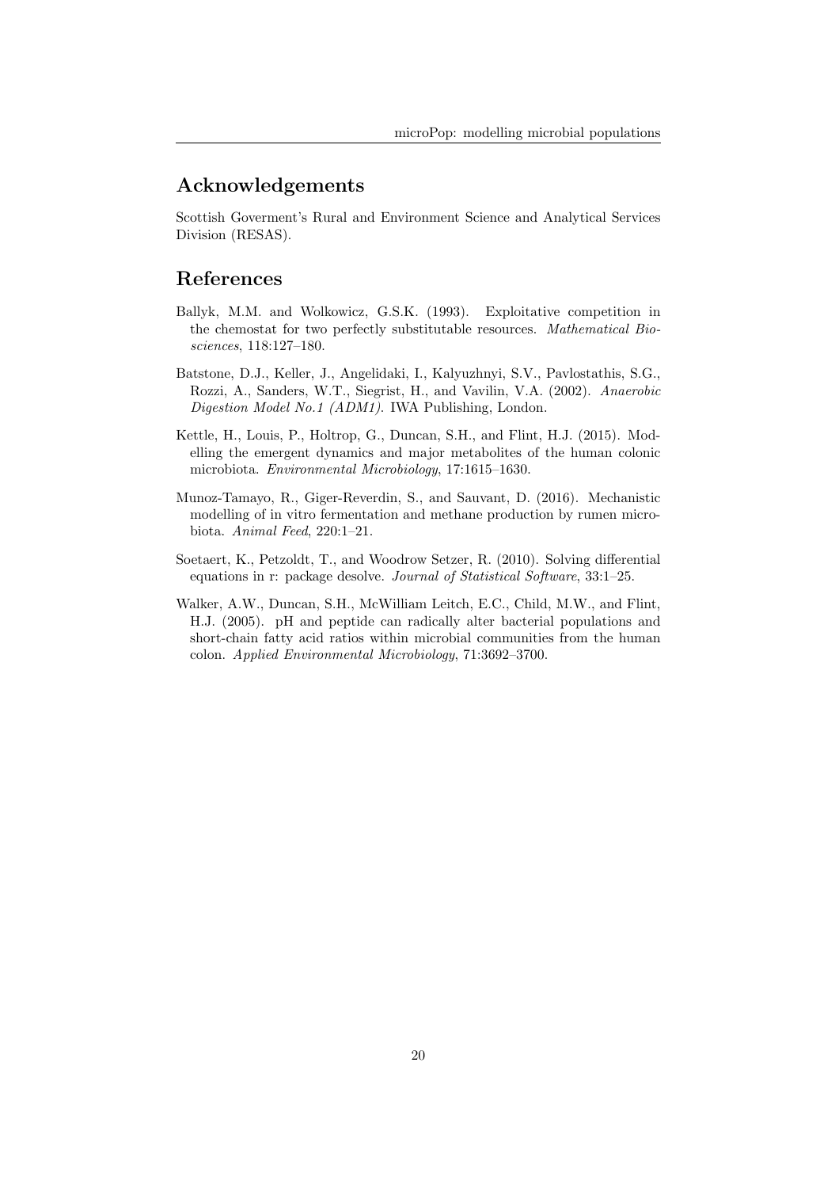## Acknowledgements

Scottish Goverment's Rural and Environment Science and Analytical Services Division (RESAS).

## References

Ballyk, M.M. and Wolkowicz, G.S.K. (1993). Exploitative competition in the chemostat for two perfectly substitutable resources. *Mathematical Biosciences*, 118:127–180.

Batstone, D.J., Keller, J., Angelidaki, I., Kalyuzhnyi, S.V., Pavlostathis, S.G., Rozzi, A., Sanders, W.T., Siegrist, H., and Vavilin, V.A. (2002). *Anaerobic Digestion Model No.1 (ADM1)*. IWA Publishing, London.

Kettle, H., Louis, P., Holtrop, G., Duncan, S.H., and Flint, H.J. (2015). Modelling the emergent dynamics and major metabolites of the human colonic microbiota. *Environmental Microbiology*, 17:1615–1630.

Munoz-Tamayo, R., Giger-Reverdin, S., and Sauvant, D. (2016). Mechanistic modelling of in vitro fermentation and methane production by rumen microbiota. *Animal Feed*, 220:1–21.

Soetaert, K., Petzoldt, T., and Woodrow Setzer, R. (2010). Solving differential equations in r: package desolve. *Journal of Statistical Software*, 33:1–25.

Walker, A.W., Duncan, S.H., McWilliam Leitch, E.C., Child, M.W., and Flint, H.J. (2005). pH and peptide can radically alter bacterial populations and short-chain fatty acid ratios within microbial communities from the human colon. *Applied Environmental Microbiology*, 71:3692–3700.